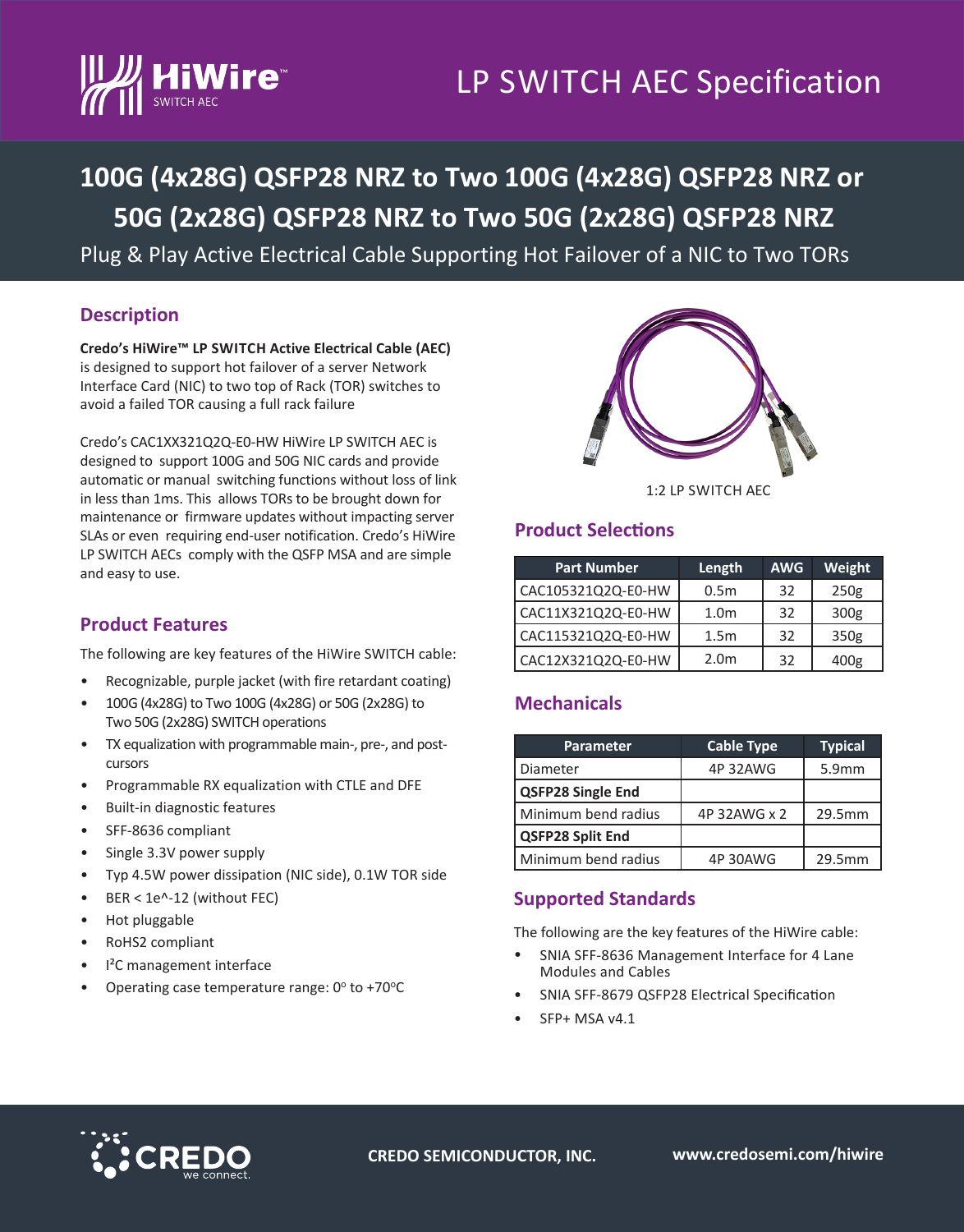# LP SWITCH AEC Specification

## 100G (4x28G) QSFP28 NRZ to Two 100G (4x28G) QSFP28 NRZ or 50G (2x28G) QSFP28 NRZ to Two 50G (2x28G) QSFP28 NRZ

Plug & Play Active Electrical Cable Supporting Hot Failover of a NIC to Two TORs

## Description

**Credo's HiWire™ LP SWITCH Active Electrical Cable (AEC)** is designed to support hot failover of a server Network Interface Card (NIC) to two top of Rack (TOR) switches to avoid a failed TOR causing a full rack failure

Credo's CAC1XX321Q2Q-E0-HW HiWire LP SWITCH AEC is designed to support 100G and 50G NIC cards and provide automatic or manual switching functions without loss of link in less than 1ms. This allows TORs to be brought down for maintenance or firmware updates without impacting server SLAs or even requiring end-user notification. Credo's HiWire LP SWITCH AECs comply with the QSFP MSA and are simple and easy to use.

## Product Features

The following are key features of the HiWire SWITCH cable:

- Recognizable, purple jacket (with fire retardant coating)
- 100G (4x28G) to Two 100G (4x28G) or 50G (2x28G) to Two 50G (2x28G) SWITCH operations
- TX equalization with programmable main-, pre-, and post-cursors
- Programmable RX equalization with CTLE and DFE
- Built-in diagnostic features
- SFF-8636 compliant
- Single 3.3V power supply
- Typ 4.5W power dissipation (NIC side), 0.1W TOR side
- BER < 1e^-12 (without FEC)
- Hot pluggable
- RoHS2 compliant
- I²C management interface
- Operating case temperature range: 0° to +70°C

1:2 LP SWITCH AEC

## Product Selections

| Part Number | Length | AWG | Weight |
|---|---|---|---|
| CAC105321Q2Q-E0-HW | 0.5m | 32 | 250g |
| CAC11X321Q2Q-E0-HW | 1.0m | 32 | 300g |
| CAC115321Q2Q-E0-HW | 1.5m | 32 | 350g |
| CAC12X321Q2Q-E0-HW | 2.0m | 32 | 400g |

## Mechanicals

| Parameter | Cable Type | Typical |
|---|---|---|
| Diameter | 4P 32AWG | 5.9mm |
| **QSFP28 Single End** | | |
| Minimum bend radius | 4P 32AWG x 2 | 29.5mm |
| **QSFP28 Split End** | | |
| Minimum bend radius | 4P 30AWG | 29.5mm |

## Supported Standards

The following are the key features of the HiWire cable:

- SNIA SFF-8636 Management Interface for 4 Lane Modules and Cables
- SNIA SFF-8679 QSFP28 Electrical Specification
- SFP+ MSA v4.1

CREDO SEMICONDUCTOR, INC. www.credosemi.com/hiwire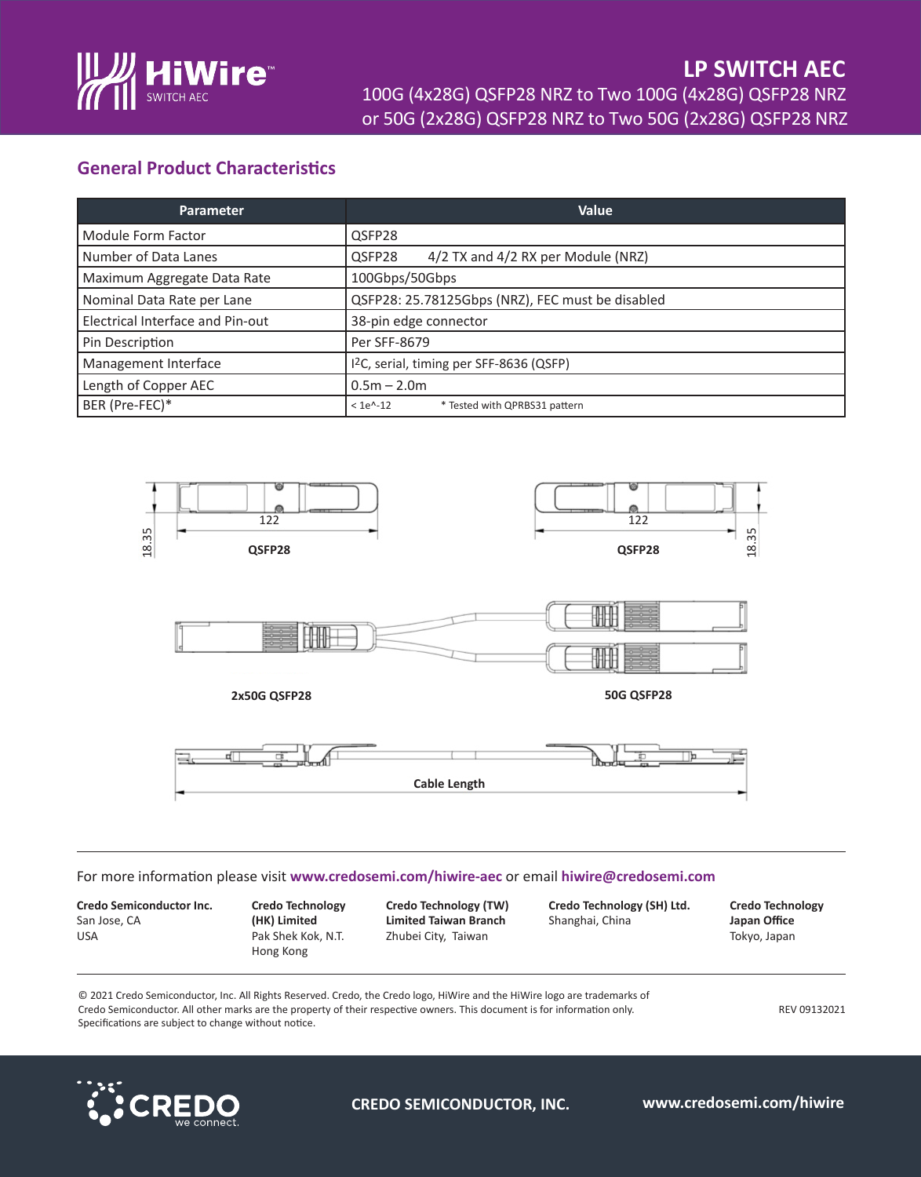# LP SWITCH AEC

100G (4x28G) QSFP28 NRZ to Two 100G (4x28G) QSFP28 NRZ or 50G (2x28G) QSFP28 NRZ to Two 50G (2x28G) QSFP28 NRZ

## General Product Characteristics

| Parameter | Value |
|---|---|
| Module Form Factor | QSFP28 |
| Number of Data Lanes | QSFP28 4/2 TX and 4/2 RX per Module (NRZ) |
| Maximum Aggregate Data Rate | 100Gbps/50Gbps |
| Nominal Data Rate per Lane | QSFP28: 25.78125Gbps (NRZ), FEC must be disabled |
| Electrical Interface and Pin-out | 38-pin edge connector |
| Pin Description | Per SFF-8679 |
| Management Interface | I²C, serial, timing per SFF-8636 (QSFP) |
| Length of Copper AEC | 0.5m – 2.0m |
| BER (Pre-FEC)* | < 1e^-12 * Tested with QPRBS31 pattern |

18.35
122
QSFP28

122
18.35
QSFP28

2x50G QSFP28
50G QSFP28

Cable Length

For more information please visit **www.credosemi.com/hiwire-aec** or email **hiwire@credosemi.com**

**Credo Semiconductor Inc.**
San Jose, CA
USA

**Credo Technology (HK) Limited**
Pak Shek Kok, N.T.
Hong Kong

**Credo Technology (TW) Limited Taiwan Branch**
Zhubei City, Taiwan

**Credo Technology (SH) Ltd.**
Shanghai, China

**Credo Technology Japan Office**
Tokyo, Japan

© 2021 Credo Semiconductor, Inc. All Rights Reserved. Credo, the Credo logo, HiWire and the HiWire logo are trademarks of Credo Semiconductor. All other marks are the property of their respective owners. This document is for information only. Specifications are subject to change without notice.

REV 09132021

CREDO SEMICONDUCTOR, INC. www.credosemi.com/hiwire